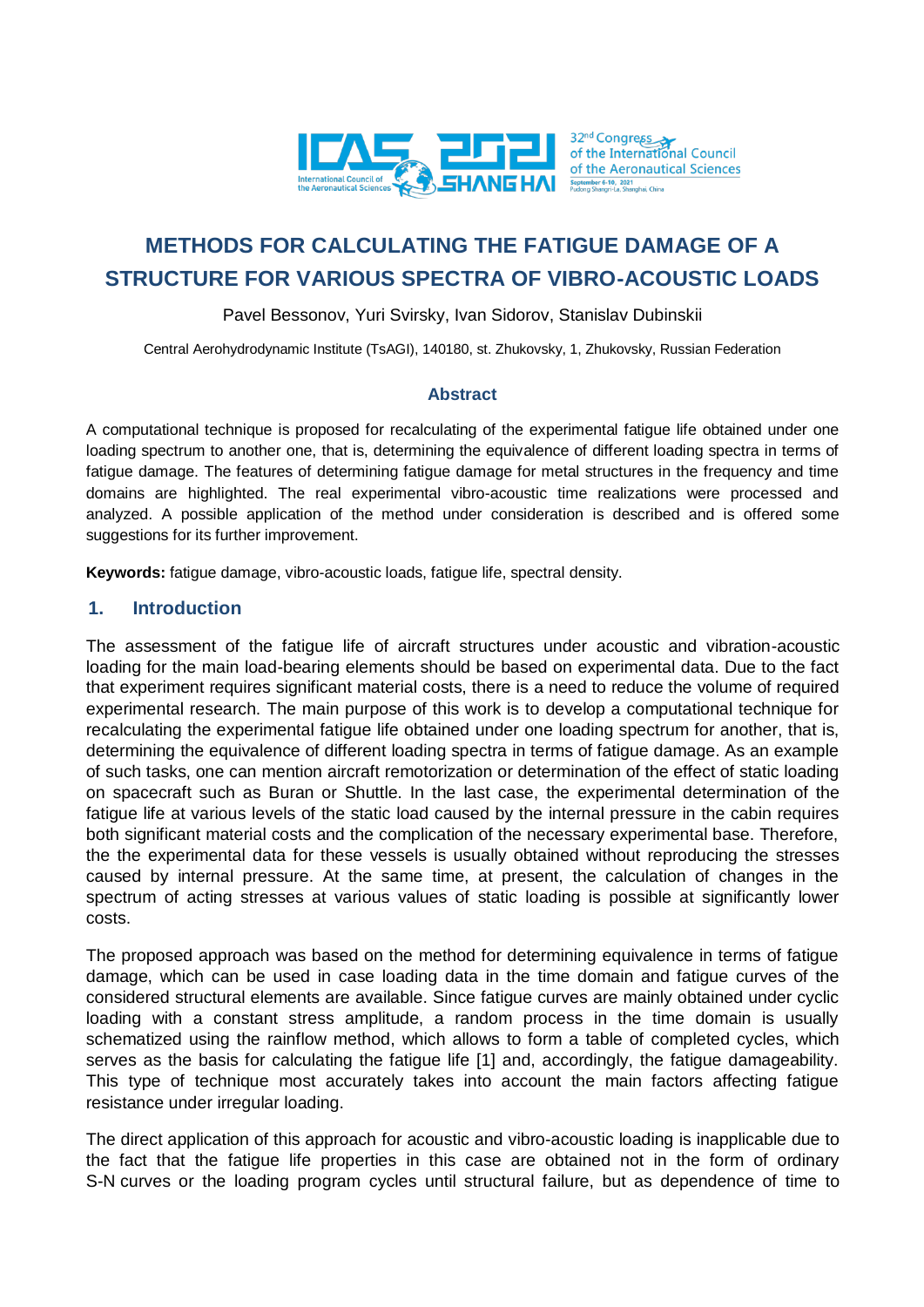# METHODS FOR CALCULATING THE FATIGUE DAMAGE OF A STRUCTURE FOR VARIOUS SPECTRA OF VIBRO-ACOUSTIC LOADS

Pavel Bessonov, Yuri Svirsky, Ivan Sidorov, Stanislav Dubinskii

Central Aerohydrodynamic Institute (TsAGI), 140180, st. Zhukovsky, 1, Zhukovsky, Russian Federation

## Abstract

A computational technique is proposed for recalculating of the experimental fatigue life obtained under one loading spectrum to another one, that is, determining the equivalence of different loading spectra in terms of fatigue damage. The features of determining fatigue damage for metal structures in the frequency and time domains are highlighted. The real experimental vibro-acoustic time realizations were processed and analyzed. A possible application of the method under consideration is described and is offered some suggestions for its further improvement.

**Keywords:** fatigue damage, vibro-acoustic loads, fatigue life, spectral density.

## 1. Introduction

The assessment of the fatigue life of aircraft structures under acoustic and vibration-acoustic loading for the main load-bearing elements should be based on experimental data. Due to the fact that experiment requires significant material costs, there is a need to reduce the volume of required experimental research. The main purpose of this work is to develop a computational technique for recalculating the experimental fatigue life obtained under one loading spectrum for another, that is, determining the equivalence of different loading spectra in terms of fatigue damage. As an example of such tasks, one can mention aircraft remotorization or determination of the effect of static loading on spacecraft such as Buran or Shuttle. In the last case, the experimental determination of the fatigue life at various levels of the static load caused by the internal pressure in the cabin requires both significant material costs and the complication of the necessary experimental base. Therefore, the the experimental data for these vessels is usually obtained without reproducing the stresses caused by internal pressure. At the same time, at present, the calculation of changes in the spectrum of acting stresses at various values of static loading is possible at significantly lower costs.

The proposed approach was based on the method for determining equivalence in terms of fatigue damage, which can be used in case loading data in the time domain and fatigue curves of the considered structural elements are available. Since fatigue curves are mainly obtained under cyclic loading with a constant stress amplitude, a random process in the time domain is usually schematized using the rainflow method, which allows to form a table of completed cycles, which serves as the basis for calculating the fatigue life [1] and, accordingly, the fatigue damageability. This type of technique most accurately takes into account the main factors affecting fatigue resistance under irregular loading.

The direct application of this approach for acoustic and vibro-acoustic loading is inapplicable due to the fact that the fatigue life properties in this case are obtained not in the form of ordinary S-N curves or the loading program cycles until structural failure, but as dependence of time to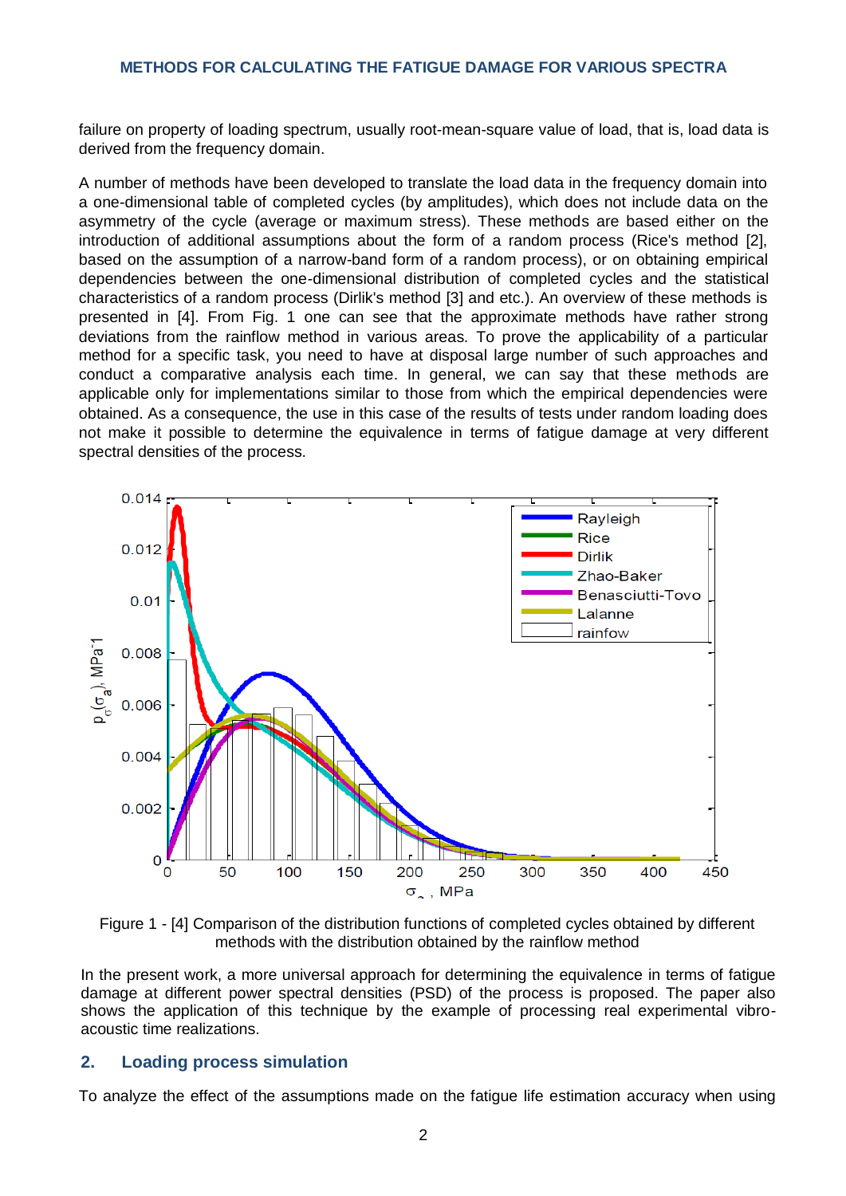failure on property of loading spectrum, usually root-mean-square value of load, that is, load data is derived from the frequency domain.

A number of methods have been developed to translate the load data in the frequency domain into a one-dimensional table of completed cycles (by amplitudes), which does not include data on the asymmetry of the cycle (average or maximum stress). These methods are based either on the introduction of additional assumptions about the form of a random process (Rice's method [2], based on the assumption of a narrow-band form of a random process), or on obtaining empirical dependencies between the one-dimensional distribution of completed cycles and the statistical characteristics of a random process (Dirlik's method [3] and etc.). An overview of these methods is presented in [4]. From Fig. 1 one can see that the approximate methods have rather strong deviations from the rainflow method in various areas. To prove the applicability of a particular method for a specific task, you need to have at disposal large number of such approaches and conduct a comparative analysis each time. In general, we can say that these methods are applicable only for implementations similar to those from which the empirical dependencies were obtained. As a consequence, the use in this case of the results of tests under random loading does not make it possible to determine the equivalence in terms of fatigue damage at very different spectral densities of the process.

Figure 1 - [4] Comparison of the distribution functions of completed cycles obtained by different methods with the distribution obtained by the rainflow method

In the present work, a more universal approach for determining the equivalence in terms of fatigue damage at different power spectral densities (PSD) of the process is proposed. The paper also shows the application of this technique by the example of processing real experimental vibro-acoustic time realizations.

## 2. Loading process simulation

To analyze the effect of the assumptions made on the fatigue life estimation accuracy when using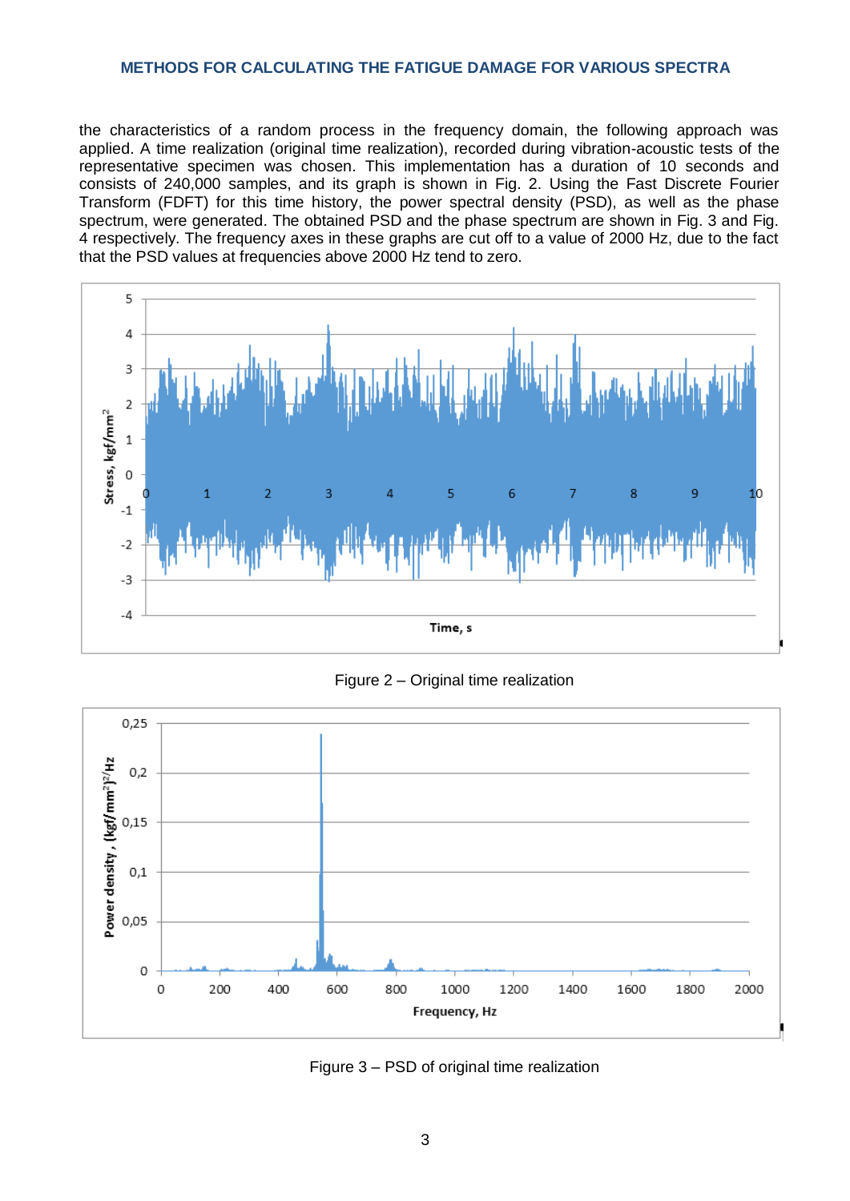the characteristics of a random process in the frequency domain, the following approach was applied. A time realization (original time realization), recorded during vibration-acoustic tests of the representative specimen was chosen. This implementation has a duration of 10 seconds and consists of 240,000 samples, and its graph is shown in Fig. 2. Using the Fast Discrete Fourier Transform (FDFT) for this time history, the power spectral density (PSD), as well as the phase spectrum, were generated. The obtained PSD and the phase spectrum are shown in Fig. 3 and Fig. 4 respectively. The frequency axes in these graphs are cut off to a value of 2000 Hz, due to the fact that the PSD values at frequencies above 2000 Hz tend to zero.

Figure 2 – Original time realization

Figure 3 – PSD of original time realization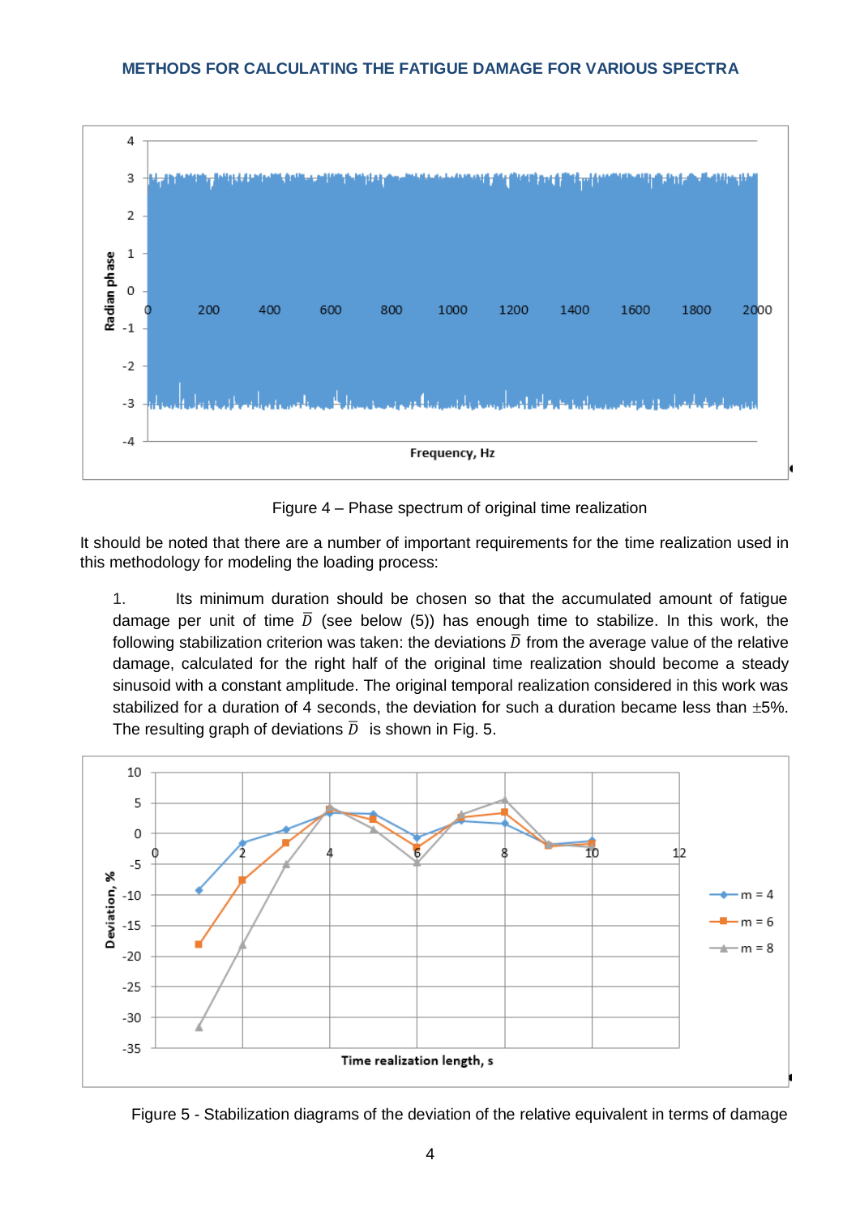Figure 4 – Phase spectrum of original time realization

It should be noted that there are a number of important requirements for the time realization used in this methodology for modeling the loading process:

1. Its minimum duration should be chosen so that the accumulated amount of fatigue damage per unit of time $\bar{D}$ (see below (5)) has enough time to stabilize. In this work, the following stabilization criterion was taken: the deviations $\bar{D}$ from the average value of the relative damage, calculated for the right half of the original time realization should become a steady sinusoid with a constant amplitude. The original temporal realization considered in this work was stabilized for a duration of 4 seconds, the deviation for such a duration became less than ±5%. The resulting graph of deviations $\bar{D}$ is shown in Fig. 5.

Figure 5 - Stabilization diagrams of the deviation of the relative equivalent in terms of damage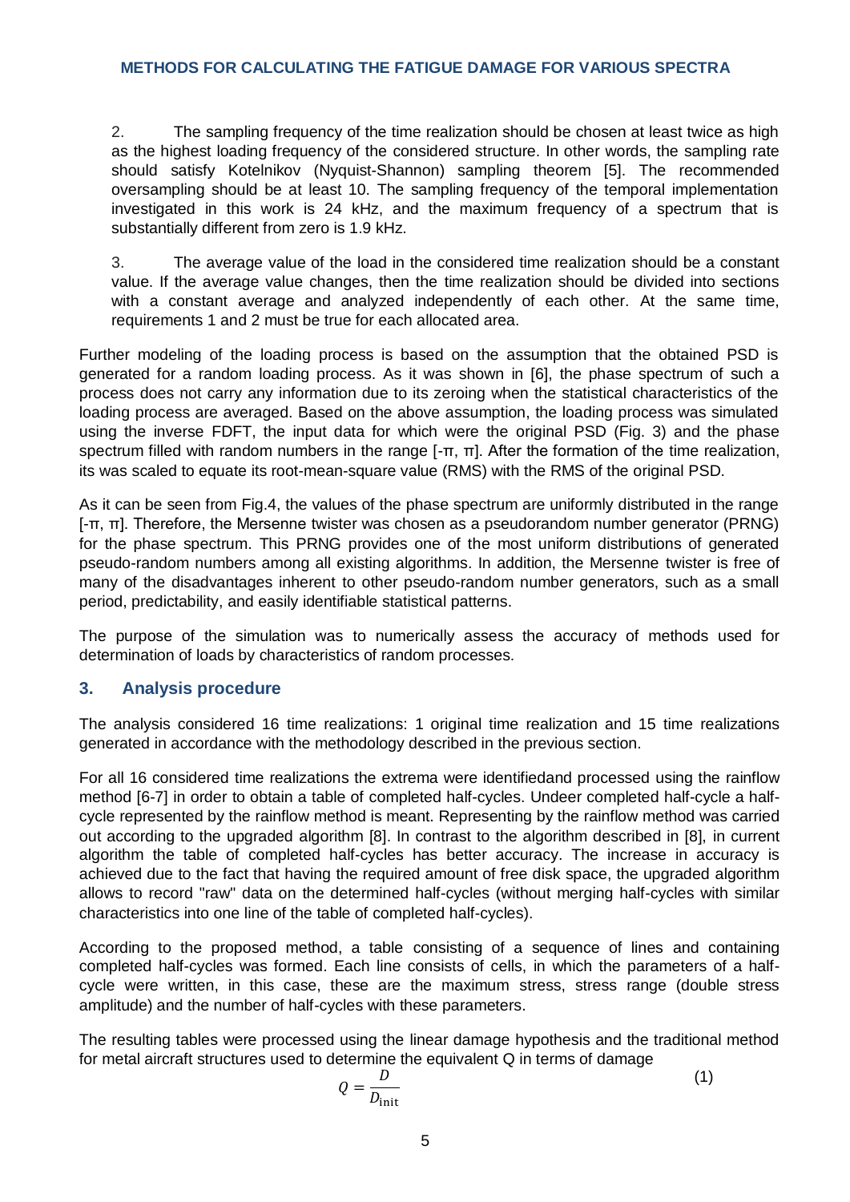2. The sampling frequency of the time realization should be chosen at least twice as high as the highest loading frequency of the considered structure. In other words, the sampling rate should satisfy Kotelnikov (Nyquist-Shannon) sampling theorem [5]. The recommended oversampling should be at least 10. The sampling frequency of the temporal implementation investigated in this work is 24 kHz, and the maximum frequency of a spectrum that is substantially different from zero is 1.9 kHz.

3. The average value of the load in the considered time realization should be a constant value. If the average value changes, then the time realization should be divided into sections with a constant average and analyzed independently of each other. At the same time, requirements 1 and 2 must be true for each allocated area.

Further modeling of the loading process is based on the assumption that the obtained PSD is generated for a random loading process. As it was shown in [6], the phase spectrum of such a process does not carry any information due to its zeroing when the statistical characteristics of the loading process are averaged. Based on the above assumption, the loading process was simulated using the inverse FDFT, the input data for which were the original PSD (Fig. 3) and the phase spectrum filled with random numbers in the range [-π, π]. After the formation of the time realization, its was scaled to equate its root-mean-square value (RMS) with the RMS of the original PSD.

As it can be seen from Fig.4, the values of the phase spectrum are uniformly distributed in the range [-π, π]. Therefore, the Mersenne twister was chosen as a pseudorandom number generator (PRNG) for the phase spectrum. This PRNG provides one of the most uniform distributions of generated pseudo-random numbers among all existing algorithms. In addition, the Mersenne twister is free of many of the disadvantages inherent to other pseudo-random number generators, such as a small period, predictability, and easily identifiable statistical patterns.

The purpose of the simulation was to numerically assess the accuracy of methods used for determination of loads by characteristics of random processes.

## 3. Analysis procedure

The analysis considered 16 time realizations: 1 original time realization and 15 time realizations generated in accordance with the methodology described in the previous section.

For all 16 considered time realizations the extrema were identifiedand processed using the rainflow method [6-7] in order to obtain a table of completed half-cycles. Undeer completed half-cycle a half-cycle represented by the rainflow method is meant. Representing by the rainflow method was carried out according to the upgraded algorithm [8]. In contrast to the algorithm described in [8], in current algorithm the table of completed half-cycles has better accuracy. The increase in accuracy is achieved due to the fact that having the required amount of free disk space, the upgraded algorithm allows to record "raw" data on the determined half-cycles (without merging half-cycles with similar characteristics into one line of the table of completed half-cycles).

According to the proposed method, a table consisting of a sequence of lines and containing completed half-cycles was formed. Each line consists of cells, in which the parameters of a half-cycle were written, in this case, these are the maximum stress, stress range (double stress amplitude) and the number of half-cycles with these parameters.

The resulting tables were processed using the linear damage hypothesis and the traditional method for metal aircraft structures used to determine the equivalent Q in terms of damage

$$Q = \frac{D}{D_{\text{init}}} \tag{1}$$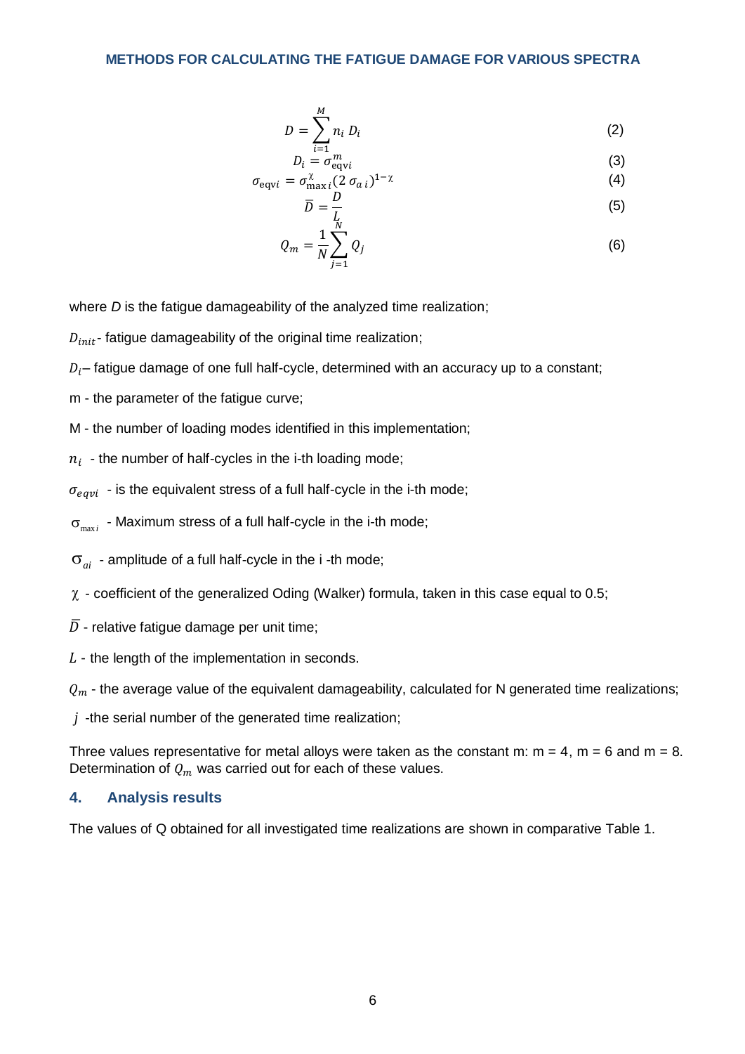$$D = \sum_{i=1}^{M} n_i \, D_i \tag{2}$$

$$D_i = \sigma_{\text{eqv}i}^{m} \tag{3}$$

$$\sigma_{\text{eqv}i} = \sigma_{\max i}^{\chi} (2\,\sigma_{a\,i})^{1-\chi} \tag{4}$$

$$\bar{D} = \frac{D}{L} \tag{5}$$

$$Q_m = \frac{1}{N} \sum_{j=1}^{N} Q_j \tag{6}$$

where $D$ is the fatigue damageability of the analyzed time realization;

$D_{init}$ - fatigue damageability of the original time realization;

$D_i$ – fatigue damage of one full half-cycle, determined with an accuracy up to a constant;

m - the parameter of the fatigue curve;

M - the number of loading modes identified in this implementation;

$n_i$ - the number of half-cycles in the i-th loading mode;

$\sigma_{eqvi}$ - is the equivalent stress of a full half-cycle in the i-th mode;

$\sigma_{\max i}$ - Maximum stress of a full half-cycle in the i-th mode;

$\sigma_{ai}$ - amplitude of a full half-cycle in the i -th mode;

$\chi$ - coefficient of the generalized Oding (Walker) formula, taken in this case equal to 0.5;

$\bar{D}$ - relative fatigue damage per unit time;

$L$ - the length of the implementation in seconds.

$Q_m$ - the average value of the equivalent damageability, calculated for N generated time realizations;

$j$ -the serial number of the generated time realization;

Three values representative for metal alloys were taken as the constant m: m = 4, m = 6 and m = 8. Determination of $Q_m$ was carried out for each of these values.

## 4. Analysis results

The values of Q obtained for all investigated time realizations are shown in comparative Table 1.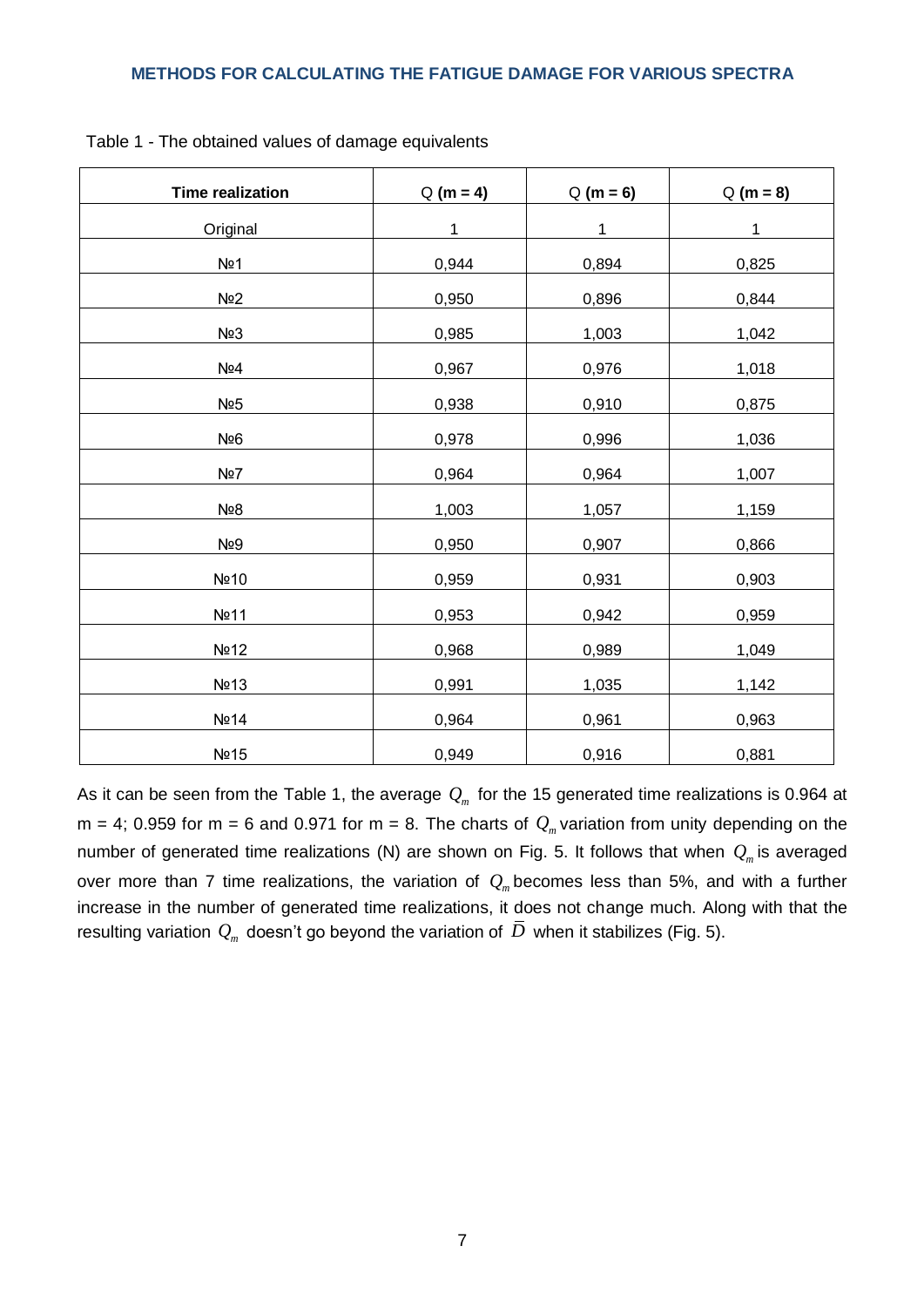Table 1 - The obtained values of damage equivalents

| Time realization | Q **(m = 4)** | Q **(m = 6)** | Q **(m = 8)** |
|---|---|---|---|
| Original | 1 | 1 | 1 |
| №1 | 0,944 | 0,894 | 0,825 |
| №2 | 0,950 | 0,896 | 0,844 |
| №3 | 0,985 | 1,003 | 1,042 |
| №4 | 0,967 | 0,976 | 1,018 |
| №5 | 0,938 | 0,910 | 0,875 |
| №6 | 0,978 | 0,996 | 1,036 |
| №7 | 0,964 | 0,964 | 1,007 |
| №8 | 1,003 | 1,057 | 1,159 |
| №9 | 0,950 | 0,907 | 0,866 |
| №10 | 0,959 | 0,931 | 0,903 |
| №11 | 0,953 | 0,942 | 0,959 |
| №12 | 0,968 | 0,989 | 1,049 |
| №13 | 0,991 | 1,035 | 1,142 |
| №14 | 0,964 | 0,961 | 0,963 |
| №15 | 0,949 | 0,916 | 0,881 |

As it can be seen from the Table 1, the average $Q_m$ for the 15 generated time realizations is 0.964 at m = 4; 0.959 for m = 6 and 0.971 for m = 8. The charts of $Q_m$ variation from unity depending on the number of generated time realizations (N) are shown on Fig. 5. It follows that when $Q_m$ is averaged over more than 7 time realizations, the variation of $Q_m$ becomes less than 5%, and with a further increase in the number of generated time realizations, it does not change much. Along with that the resulting variation $Q_m$ doesn't go beyond the variation of $\bar{D}$ when it stabilizes (Fig. 5).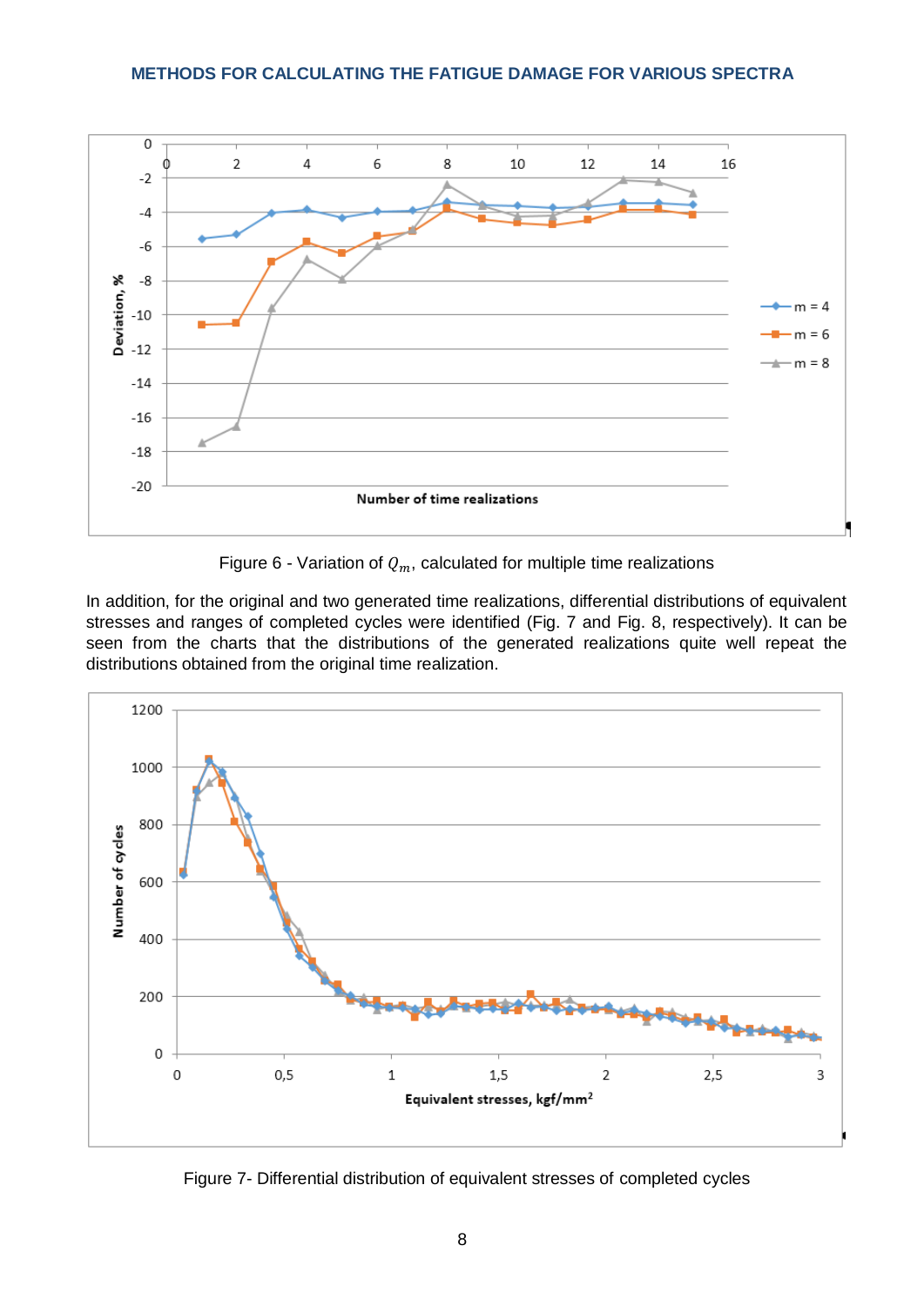Figure 6 - Variation of $Q_m$, calculated for multiple time realizations

In addition, for the original and two generated time realizations, differential distributions of equivalent stresses and ranges of completed cycles were identified (Fig. 7 and Fig. 8, respectively). It can be seen from the charts that the distributions of the generated realizations quite well repeat the distributions obtained from the original time realization.

Figure 7- Differential distribution of equivalent stresses of completed cycles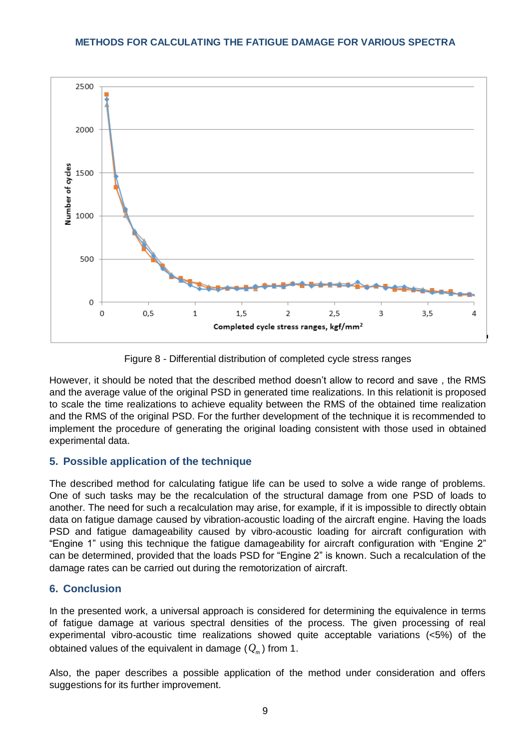Figure 8 - Differential distribution of completed cycle stress ranges

However, it should be noted that the described method doesn't allow to record and save , the RMS and the average value of the original PSD in generated time realizations. In this relationit is proposed to scale the time realizations to achieve equality between the RMS of the obtained time realization and the RMS of the original PSD. For the further development of the technique it is recommended to implement the procedure of generating the original loading consistent with those used in obtained experimental data.

## 5. Possible application of the technique

The described method for calculating fatigue life can be used to solve a wide range of problems. One of such tasks may be the recalculation of the structural damage from one PSD of loads to another. The need for such a recalculation may arise, for example, if it is impossible to directly obtain data on fatigue damage caused by vibration-acoustic loading of the aircraft engine. Having the loads PSD and fatigue damageability caused by vibro-acoustic loading for aircraft configuration with "Engine 1" using this technique the fatigue damageability for aircraft configuration with "Engine 2" can be determined, provided that the loads PSD for "Engine 2" is known. Such a recalculation of the damage rates can be carried out during the remotorization of aircraft.

## 6. Conclusion

In the presented work, a universal approach is considered for determining the equivalence in terms of fatigue damage at various spectral densities of the process. The given processing of real experimental vibro-acoustic time realizations showed quite acceptable variations (<5%) of the obtained values of the equivalent in damage ($Q_m$) from 1.

Also, the paper describes a possible application of the method under consideration and offers suggestions for its further improvement.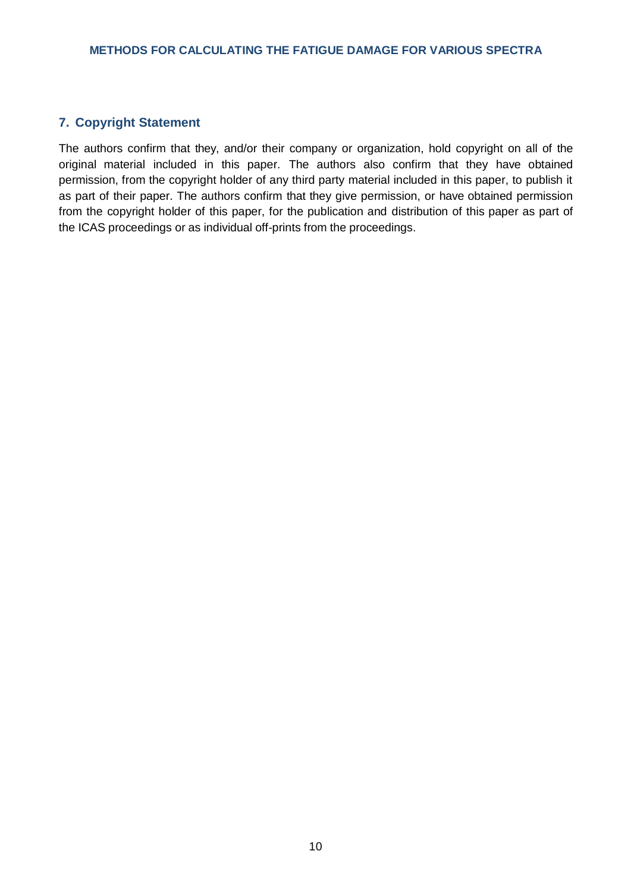## 7. Copyright Statement

The authors confirm that they, and/or their company or organization, hold copyright on all of the original material included in this paper. The authors also confirm that they have obtained permission, from the copyright holder of any third party material included in this paper, to publish it as part of their paper. The authors confirm that they give permission, or have obtained permission from the copyright holder of this paper, for the publication and distribution of this paper as part of the ICAS proceedings or as individual off-prints from the proceedings.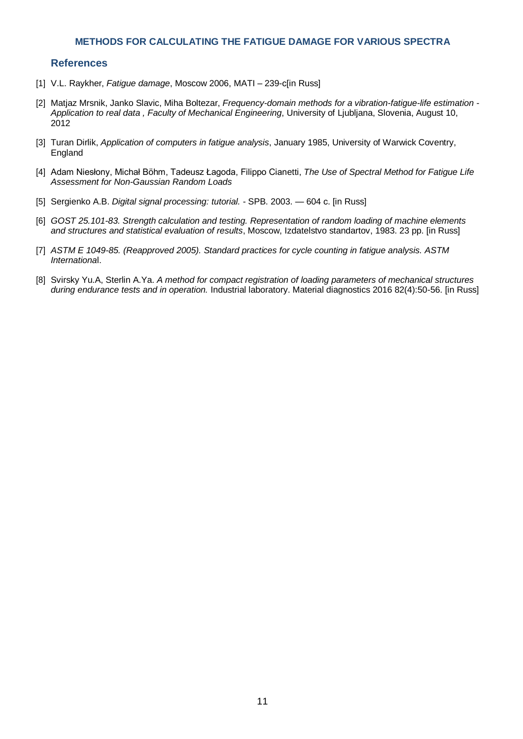## References

[1] V.L. Raykher, *Fatigue damage*, Moscow 2006, MATI – 239-c[in Russ]

[2] Matjaz Mrsnik, Janko Slavic, Miha Boltezar, *Frequency-domain methods for a vibration-fatigue-life estimation - Application to real data , Faculty of Mechanical Engineering*, University of Ljubljana, Slovenia, August 10, 2012

[3] Turan Dirlik, *Application of computers in fatigue analysis*, January 1985, University of Warwick Coventry, England

[4] Adam Niesłony, Michał Böhm, Tadeusz Łagoda, Filippo Cianetti, *The Use of Spectral Method for Fatigue Life Assessment for Non-Gaussian Random Loads*

[5] Sergienko A.B. *Digital signal processing: tutorial.* - SPB. 2003. — 604 c. [in Russ]

[6] *GOST 25.101-83. Strength calculation and testing. Representation of random loading of machine elements and structures and statistical evaluation of results*, Moscow, Izdatelstvo standartov, 1983. 23 pp. [in Russ]

[7] *ASTM E 1049-85. (Reapproved 2005). Standard practices for cycle counting in fatigue analysis. ASTM International*.

[8] Svirsky Yu.A, Sterlin A.Ya. *A method for compact registration of loading parameters of mechanical structures during endurance tests and in operation.* Industrial laboratory. Material diagnostics 2016 82(4):50-56. [in Russ]